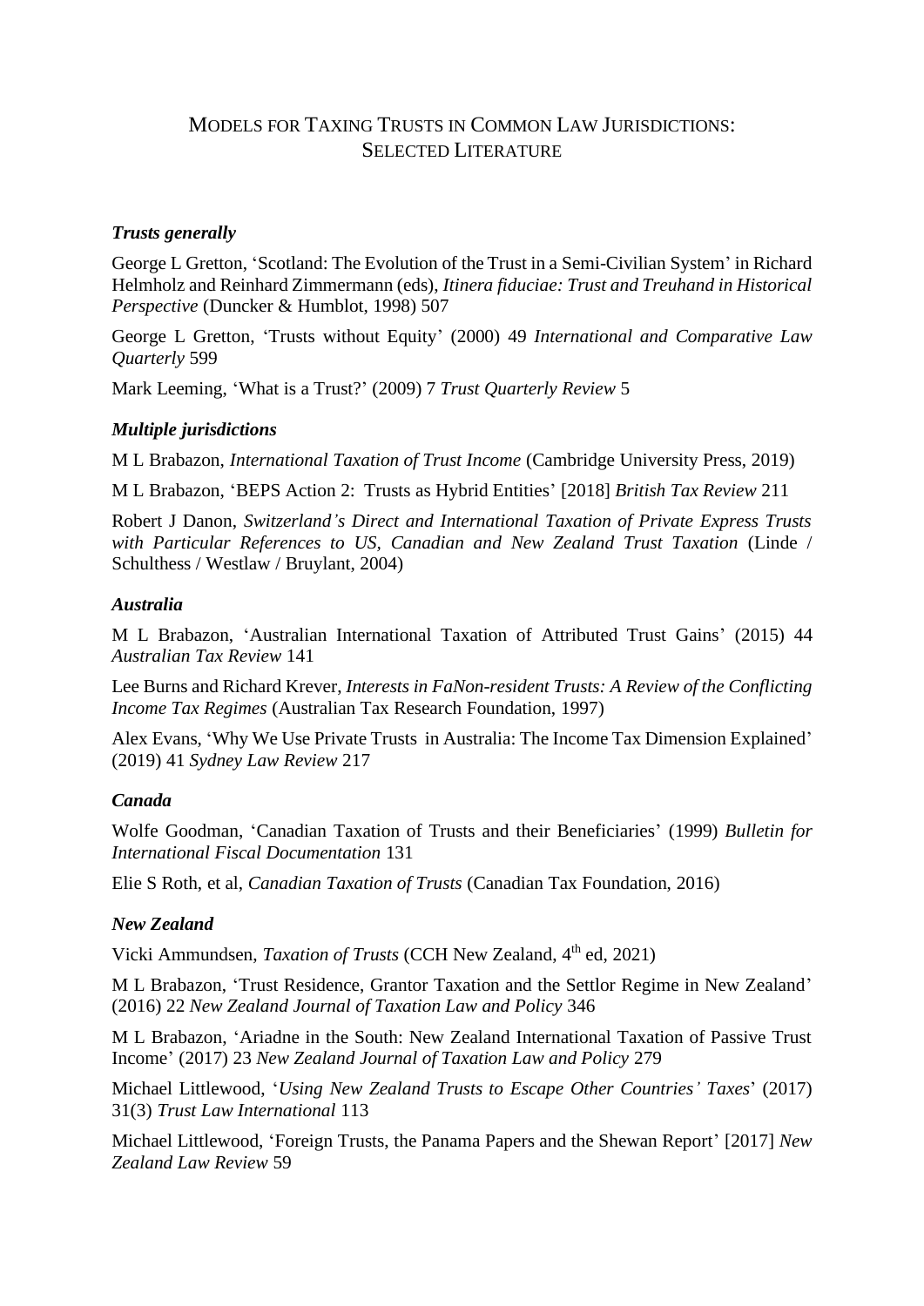# Models for Taxing Trusts in Common Law Jurisdictions: Selected Literature

### *Trusts generally*

George L Gretton, 'Scotland: The Evolution of the Trust in a Semi-Civilian System' in Richard Helmholz and Reinhard Zimmermann (eds), *Itinera fiduciae: Trust and Treuhand in Historical Perspective* (Duncker & Humblot, 1998) 507

George L Gretton, 'Trusts without Equity' (2000) 49 *International and Comparative Law Quarterly* 599

Mark Leeming, 'What is a Trust?' (2009) 7 *Trust Quarterly Review* 5

### *Multiple jurisdictions*

M L Brabazon, *International Taxation of Trust Income* (Cambridge University Press, 2019)

M L Brabazon, 'BEPS Action 2: Trusts as Hybrid Entities' [2018] *British Tax Review* 211

Robert J Danon, *Switzerland's Direct and International Taxation of Private Express Trusts with Particular References to US, Canadian and New Zealand Trust Taxation* (Linde / Schulthess / Westlaw / Bruylant, 2004)

### *Australia*

M L Brabazon, 'Australian International Taxation of Attributed Trust Gains' (2015) 44 *Australian Tax Review* 141

Lee Burns and Richard Krever, *Interests in FaNon-resident Trusts: A Review of the Conflicting Income Tax Regimes* (Australian Tax Research Foundation, 1997)

Alex Evans, 'Why We Use Private Trusts in Australia: The Income Tax Dimension Explained' (2019) 41 *Sydney Law Review* 217

### *Canada*

Wolfe Goodman, 'Canadian Taxation of Trusts and their Beneficiaries' (1999) *Bulletin for International Fiscal Documentation* 131

Elie S Roth, et al, *Canadian Taxation of Trusts* (Canadian Tax Foundation, 2016)

### *New Zealand*

Vicki Ammundsen, *Taxation of Trusts* (CCH New Zealand, 4th ed, 2021)

M L Brabazon, 'Trust Residence, Grantor Taxation and the Settlor Regime in New Zealand' (2016) 22 *New Zealand Journal of Taxation Law and Policy* 346

M L Brabazon, 'Ariadne in the South: New Zealand International Taxation of Passive Trust Income' (2017) 23 *New Zealand Journal of Taxation Law and Policy* 279

Michael Littlewood, '*Using New Zealand Trusts to Escape Other Countries' Taxes*' (2017) 31(3) *Trust Law International* 113

Michael Littlewood, 'Foreign Trusts, the Panama Papers and the Shewan Report' [2017] *New Zealand Law Review* 59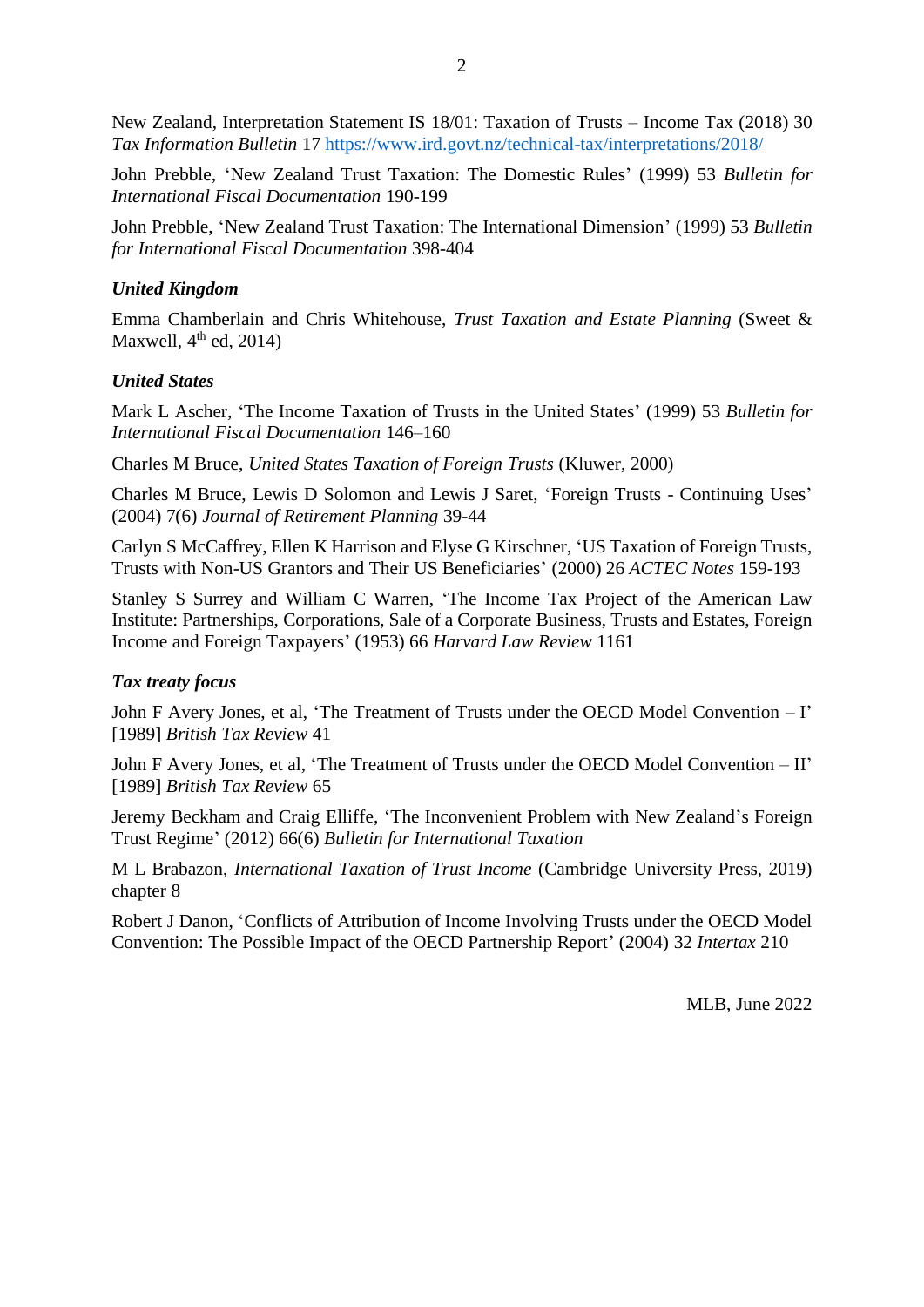New Zealand, Interpretation Statement IS 18/01: Taxation of Trusts – Income Tax (2018) 30 *Tax Information Bulletin* 17 https://www.ird.govt.nz/technical-tax/interpretations/2018/

John Prebble, 'New Zealand Trust Taxation: The Domestic Rules' (1999) 53 *Bulletin for International Fiscal Documentation* 190-199

John Prebble, 'New Zealand Trust Taxation: The International Dimension' (1999) 53 *Bulletin for International Fiscal Documentation* 398-404

***United Kingdom***

Emma Chamberlain and Chris Whitehouse, *Trust Taxation and Estate Planning* (Sweet & Maxwell, 4th ed, 2014)

***United States***

Mark L Ascher, 'The Income Taxation of Trusts in the United States' (1999) 53 *Bulletin for International Fiscal Documentation* 146–160

Charles M Bruce, *United States Taxation of Foreign Trusts* (Kluwer, 2000)

Charles M Bruce, Lewis D Solomon and Lewis J Saret, 'Foreign Trusts - Continuing Uses' (2004) 7(6) *Journal of Retirement Planning* 39-44

Carlyn S McCaffrey, Ellen K Harrison and Elyse G Kirschner, 'US Taxation of Foreign Trusts, Trusts with Non-US Grantors and Their US Beneficiaries' (2000) 26 *ACTEC Notes* 159-193

Stanley S Surrey and William C Warren, 'The Income Tax Project of the American Law Institute: Partnerships, Corporations, Sale of a Corporate Business, Trusts and Estates, Foreign Income and Foreign Taxpayers' (1953) 66 *Harvard Law Review* 1161

***Tax treaty focus***

John F Avery Jones, et al, 'The Treatment of Trusts under the OECD Model Convention – I' [1989] *British Tax Review* 41

John F Avery Jones, et al, 'The Treatment of Trusts under the OECD Model Convention – II' [1989] *British Tax Review* 65

Jeremy Beckham and Craig Elliffe, 'The Inconvenient Problem with New Zealand's Foreign Trust Regime' (2012) 66(6) *Bulletin for International Taxation*

M L Brabazon, *International Taxation of Trust Income* (Cambridge University Press, 2019) chapter 8

Robert J Danon, 'Conflicts of Attribution of Income Involving Trusts under the OECD Model Convention: The Possible Impact of the OECD Partnership Report' (2004) 32 *Intertax* 210

MLB, June 2022